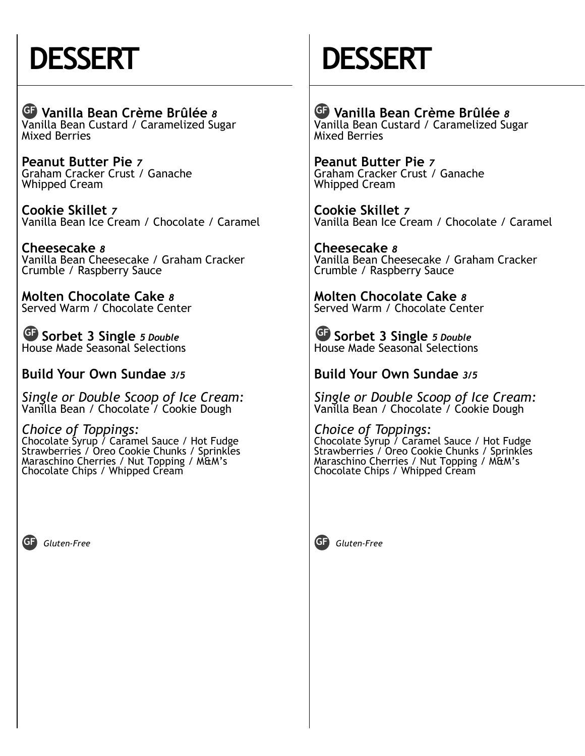# DESSERT

**GF Vanilla Bean Crème Brûlée** *8*
Vanilla Bean Custard / Caramelized Sugar
Mixed Berries

**Peanut Butter Pie** *7*
Graham Cracker Crust / Ganache
Whipped Cream

**Cookie Skillet** *7*
Vanilla Bean Ice Cream / Chocolate / Caramel

**Cheesecake** *8*
Vanilla Bean Cheesecake / Graham Cracker
Crumble / Raspberry Sauce

**Molten Chocolate Cake** *8*
Served Warm / Chocolate Center

**GF Sorbet 3 Single** *5 Double*
House Made Seasonal Selections

**Build Your Own Sundae** *3/5*

*Single or Double Scoop of Ice Cream:*
Vanilla Bean / Chocolate / Cookie Dough

*Choice of Toppings:*
Chocolate Syrup / Caramel Sauce / Hot Fudge
Strawberries / Oreo Cookie Chunks / Sprinkles
Maraschino Cherries / Nut Topping / M&M's
Chocolate Chips / Whipped Cream

GF *Gluten-Free*

# DESSERT

**GF Vanilla Bean Crème Brûlée** *8*
Vanilla Bean Custard / Caramelized Sugar
Mixed Berries

**Peanut Butter Pie** *7*
Graham Cracker Crust / Ganache
Whipped Cream

**Cookie Skillet** *7*
Vanilla Bean Ice Cream / Chocolate / Caramel

**Cheesecake** *8*
Vanilla Bean Cheesecake / Graham Cracker
Crumble / Raspberry Sauce

**Molten Chocolate Cake** *8*
Served Warm / Chocolate Center

**GF Sorbet 3 Single** *5 Double*
House Made Seasonal Selections

**Build Your Own Sundae** *3/5*

*Single or Double Scoop of Ice Cream:*
Vanilla Bean / Chocolate / Cookie Dough

*Choice of Toppings:*
Chocolate Syrup / Caramel Sauce / Hot Fudge
Strawberries / Oreo Cookie Chunks / Sprinkles
Maraschino Cherries / Nut Topping / M&M's
Chocolate Chips / Whipped Cream

GF *Gluten-Free*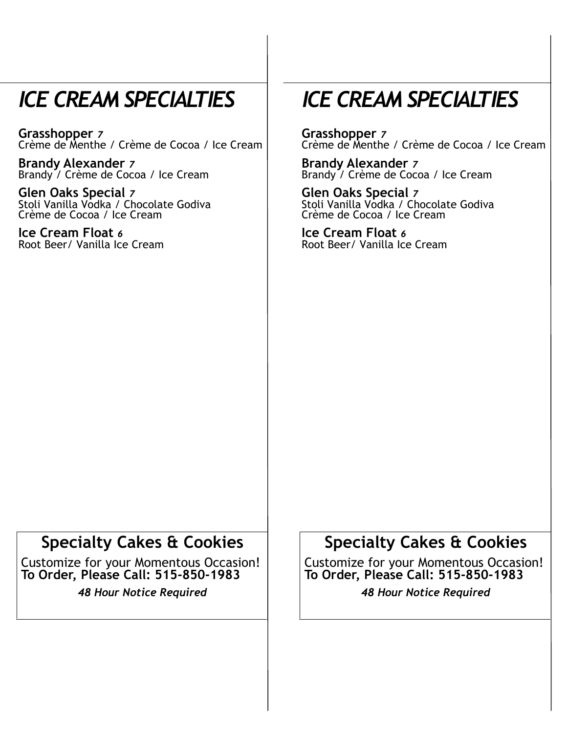# ICE CREAM SPECIALTIES

**Grasshopper** *7*
Crème de Menthe / Crème de Cocoa / Ice Cream

**Brandy Alexander** *7*
Brandy / Crème de Cocoa / Ice Cream

**Glen Oaks Special** *7*
Stoli Vanilla Vodka / Chocolate Godiva
Crème de Cocoa / Ice Cream

**Ice Cream Float** *6*
Root Beer/ Vanilla Ice Cream

## Specialty Cakes & Cookies

Customize for your Momentous Occasion!
**To Order, Please Call: 515-850-1983**

***48 Hour Notice Required***

# ICE CREAM SPECIALTIES

**Grasshopper** *7*
Crème de Menthe / Crème de Cocoa / Ice Cream

**Brandy Alexander** *7*
Brandy / Crème de Cocoa / Ice Cream

**Glen Oaks Special** *7*
Stoli Vanilla Vodka / Chocolate Godiva
Crème de Cocoa / Ice Cream

**Ice Cream Float** *6*
Root Beer/ Vanilla Ice Cream

## Specialty Cakes & Cookies

Customize for your Momentous Occasion!
**To Order, Please Call: 515-850-1983**

***48 Hour Notice Required***